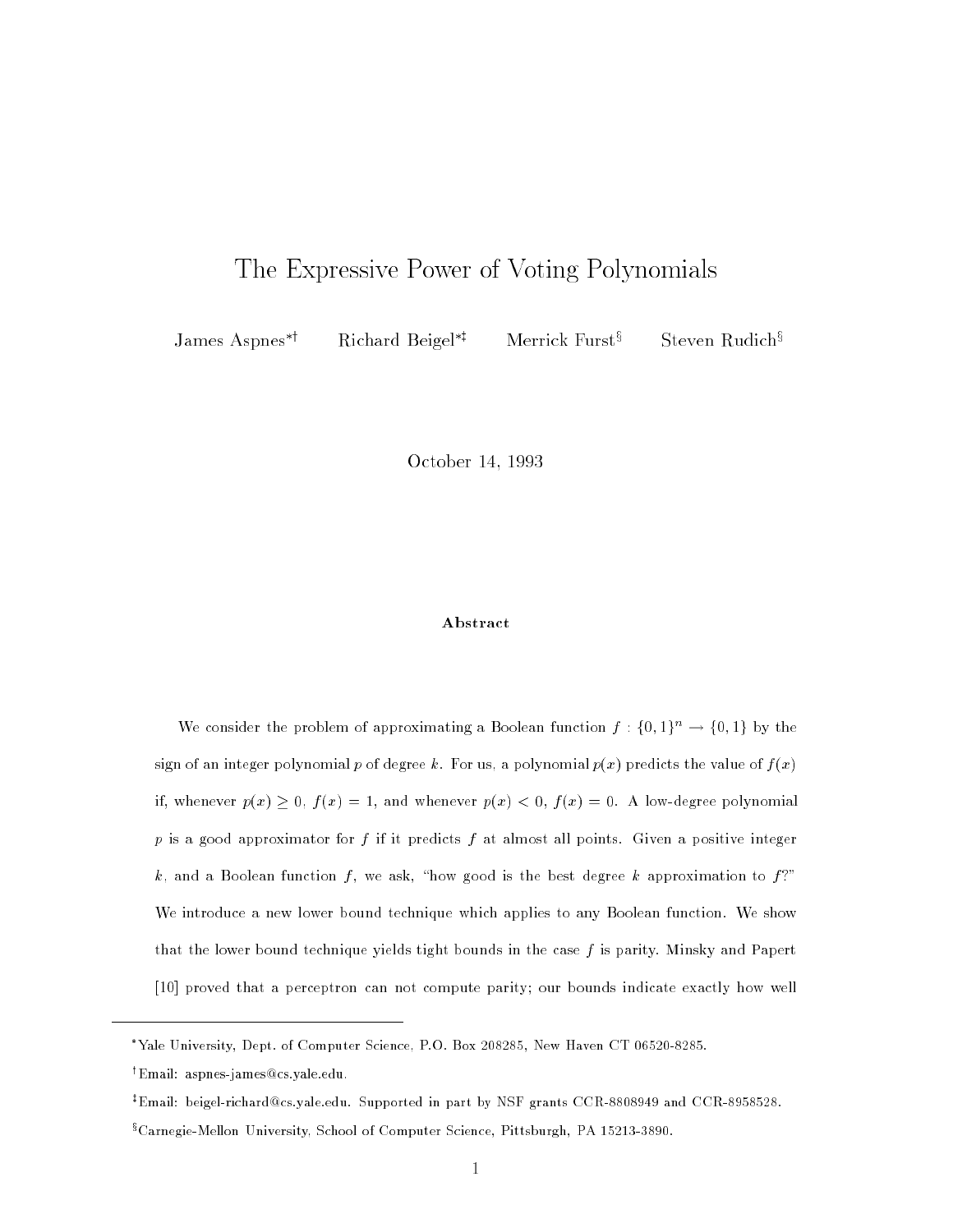# The Expressive Power of Voting Polynomials

James Aspnes[*†] Richard Beigel[*‡] Merrick Furst[§] Steven Rudich[§]

October 14, 1993

### Abstract

We consider the problem of approximating a Boolean function $f : \{0,1\}^n \to \{0,1\}$ by the sign of an integer polynomial $p$ of degree $k$. For us, a polynomial $p(x)$ predicts the value of $f(x)$ if, whenever $p(x) \geq 0$, $f(x) = 1$, and whenever $p(x) < 0$, $f(x) = 0$. A low-degree polynomial $p$ is a good approximator for $f$ if it predicts $f$ at almost all points. Given a positive integer $k$, and a Boolean function $f$, we ask, "how good is the best degree $k$ approximation to $f$?" We introduce a new lower bound technique which applies to any Boolean function. We show that the lower bound technique yields tight bounds in the case $f$ is parity. Minsky and Papert [10] proved that a perceptron can not compute parity; our bounds indicate exactly how well

---

[*] Yale University, Dept. of Computer Science, P.O. Box 208285, New Haven CT 06520-8285.

[†] Email: aspnes-james@cs.yale.edu.

[‡] Email: beigel-richard@cs.yale.edu. Supported in part by NSF grants CCR-8808949 and CCR-8958528.

[§] Carnegie-Mellon University, School of Computer Science, Pittsburgh, PA 15213-3890.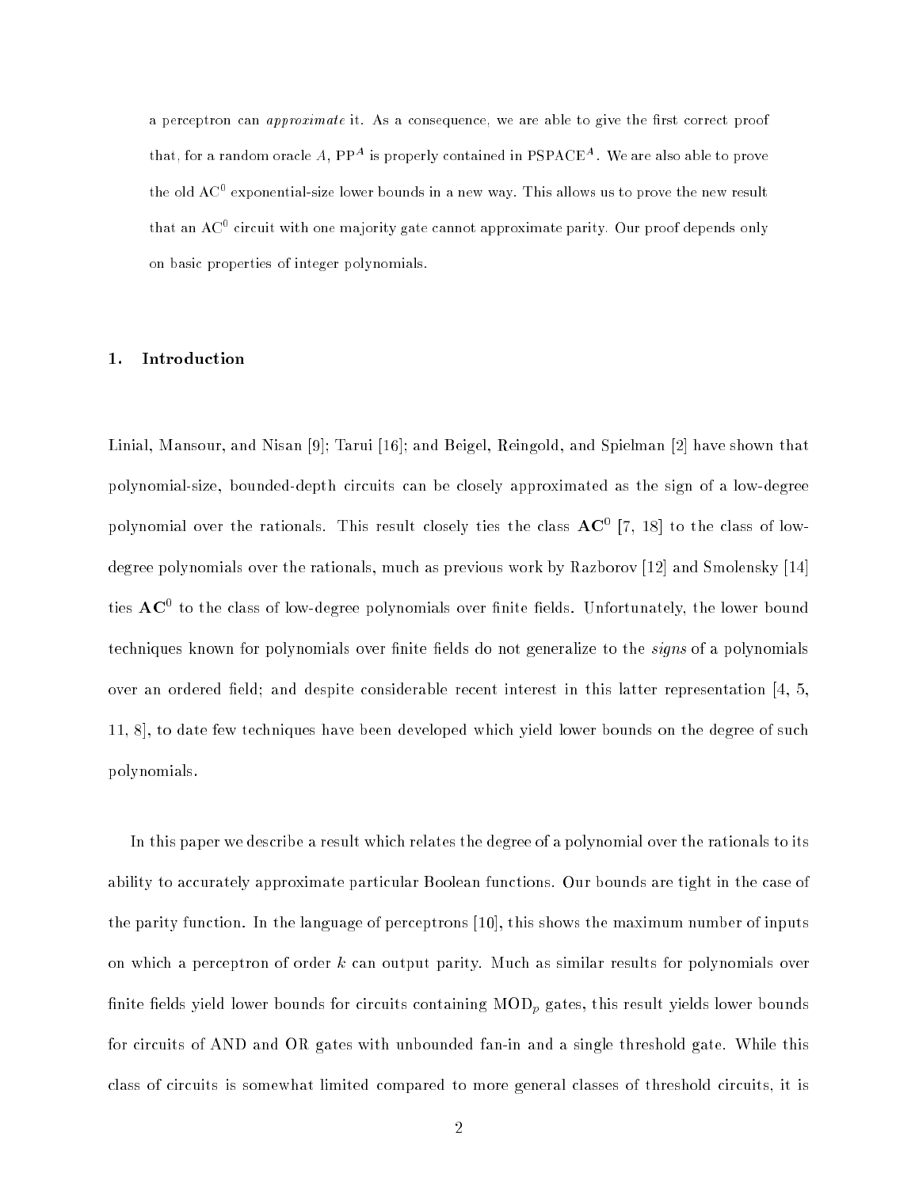a perceptron can *approximate* it. As a consequence, we are able to give the first correct proof that, for a random oracle $A$, $\mathrm{PP}^A$ is properly contained in $\mathrm{PSPACE}^A$. We are also able to prove the old $\mathrm{AC}^0$ exponential-size lower bounds in a new way. This allows us to prove the new result that an $\mathrm{AC}^0$ circuit with one majority gate cannot approximate parity. Our proof depends only on basic properties of integer polynomials.

## 1. Introduction

Linial, Mansour, and Nisan [9]; Tarui [16]; and Beigel, Reingold, and Spielman [2] have shown that polynomial-size, bounded-depth circuits can be closely approximated as the sign of a low-degree polynomial over the rationals. This result closely ties the class $\mathbf{AC}^0$ [7, 18] to the class of low-degree polynomials over the rationals, much as previous work by Razborov [12] and Smolensky [14] ties $\mathbf{AC}^0$ to the class of low-degree polynomials over finite fields. Unfortunately, the lower bound techniques known for polynomials over finite fields do not generalize to the *signs* of a polynomials over an ordered field; and despite considerable recent interest in this latter representation [4, 5, 11, 8], to date few techniques have been developed which yield lower bounds on the degree of such polynomials.

In this paper we describe a result which relates the degree of a polynomial over the rationals to its ability to accurately approximate particular Boolean functions. Our bounds are tight in the case of the parity function. In the language of perceptrons [10], this shows the maximum number of inputs on which a perceptron of order $k$ can output parity. Much as similar results for polynomials over finite fields yield lower bounds for circuits containing $\mathrm{MOD}_p$ gates, this result yields lower bounds for circuits of AND and OR gates with unbounded fan-in and a single threshold gate. While this class of circuits is somewhat limited compared to more general classes of threshold circuits, it is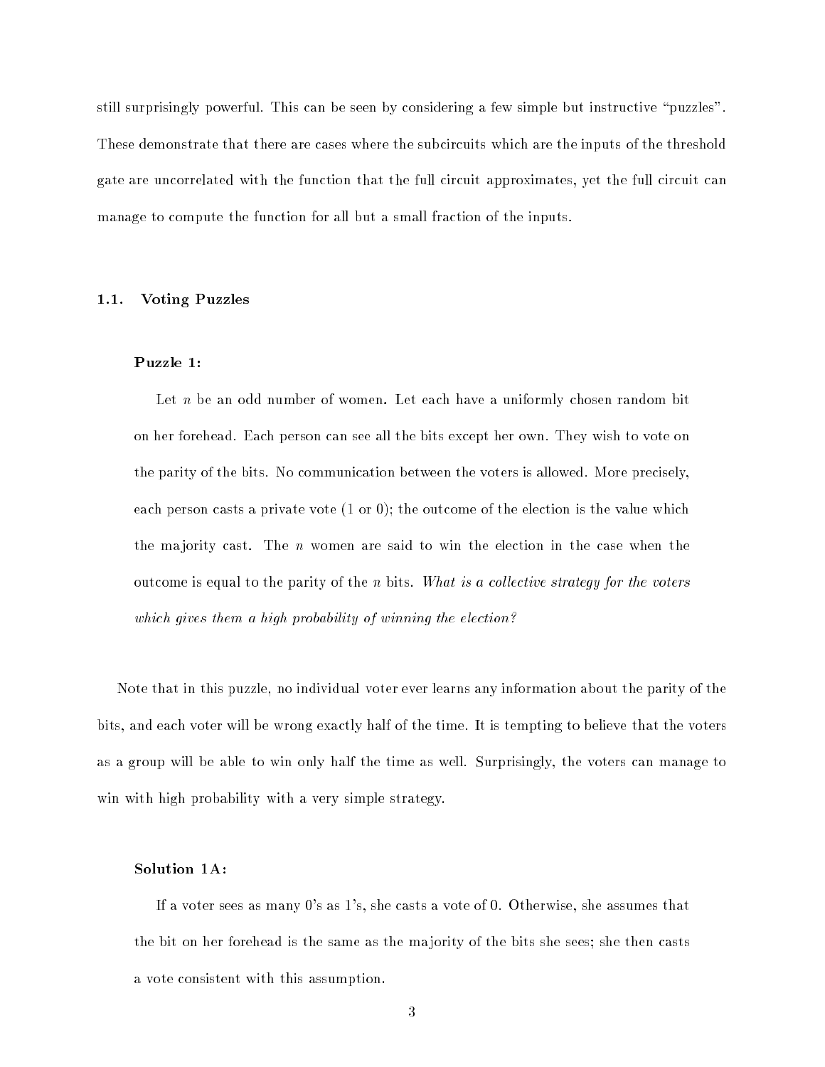still surprisingly powerful. This can be seen by considering a few simple but instructive "puzzles". These demonstrate that there are cases where the subcircuits which are the inputs of the threshold gate are uncorrelated with the function that the full circuit approximates, yet the full circuit can manage to compute the function for all but a small fraction of the inputs.

### 1.1. Voting Puzzles

**Puzzle 1:**

> Let $n$ be an odd number of women. Let each have a uniformly chosen random bit on her forehead. Each person can see all the bits except her own. They wish to vote on the parity of the bits. No communication between the voters is allowed. More precisely, each person casts a private vote (1 or 0); the outcome of the election is the value which the majority cast. The $n$ women are said to win the election in the case when the outcome is equal to the parity of the $n$ bits. *What is a collective strategy for the voters which gives them a high probability of winning the election?*

Note that in this puzzle, no individual voter ever learns any information about the parity of the bits, and each voter will be wrong exactly half of the time. It is tempting to believe that the voters as a group will be able to win only half the time as well. Surprisingly, the voters can manage to win with high probability with a very simple strategy.

**Solution 1A:**

> If a voter sees as many 0's as 1's, she casts a vote of 0. Otherwise, she assumes that the bit on her forehead is the same as the majority of the bits she sees; she then casts a vote consistent with this assumption.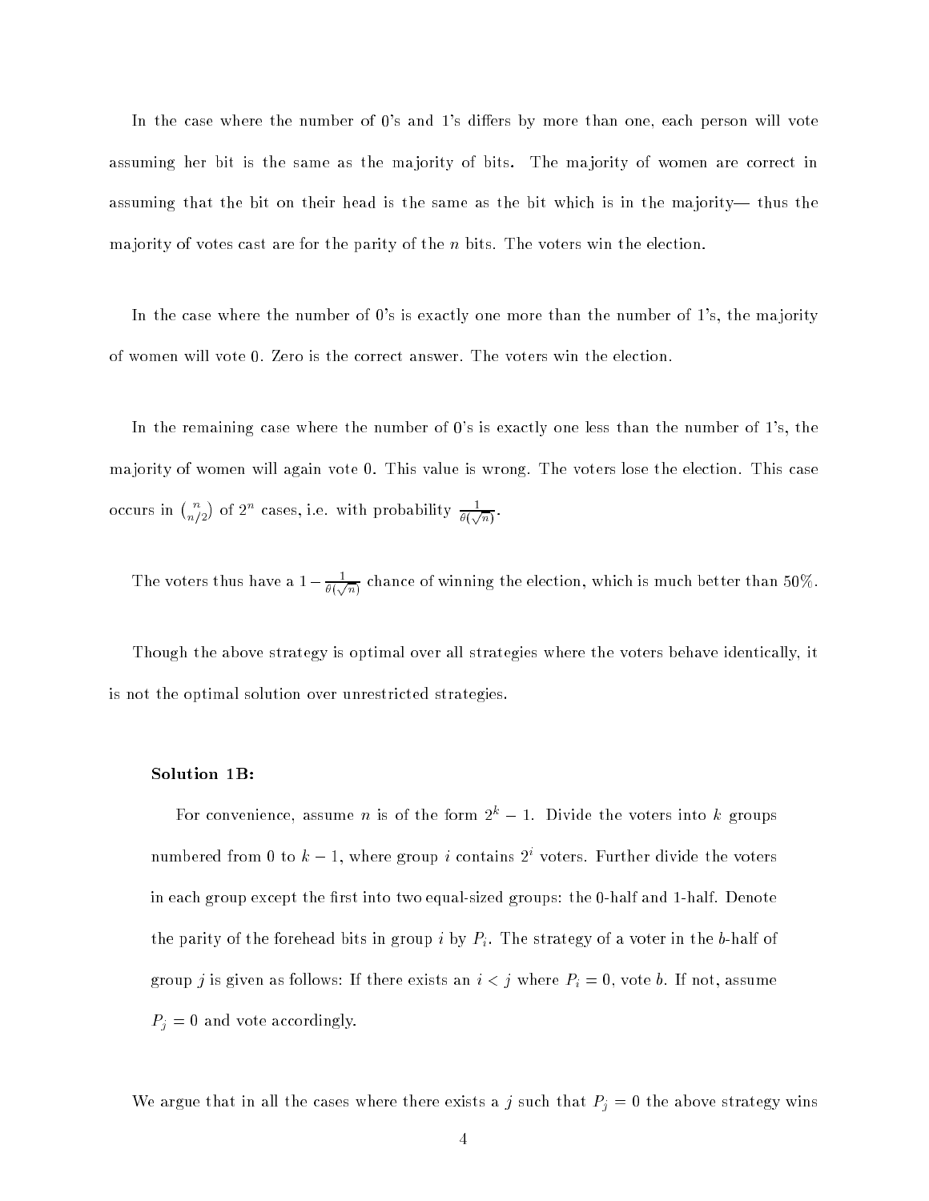In the case where the number of 0's and 1's differs by more than one, each person will vote assuming her bit is the same as the majority of bits. The majority of women are correct in assuming that the bit on their head is the same as the bit which is in the majority— thus the majority of votes cast are for the parity of the $n$ bits. The voters win the election.

In the case where the number of 0's is exactly one more than the number of 1's, the majority of women will vote 0. Zero is the correct answer. The voters win the election.

In the remaining case where the number of 0's is exactly one less than the number of 1's, the majority of women will again vote 0. This value is wrong. The voters lose the election. This case occurs in $\binom{n}{n/2}$ of $2^n$ cases, i.e. with probability $\frac{1}{\theta(\sqrt{n})}$.

The voters thus have a $1 - \frac{1}{\theta(\sqrt{n})}$ chance of winning the election, which is much better than 50%.

Though the above strategy is optimal over all strategies where the voters behave identically, it is not the optimal solution over unrestricted strategies.

**Solution 1B:**

For convenience, assume $n$ is of the form $2^k - 1$. Divide the voters into $k$ groups numbered from 0 to $k-1$, where group $i$ contains $2^i$ voters. Further divide the voters in each group except the first into two equal-sized groups: the 0-half and 1-half. Denote the parity of the forehead bits in group $i$ by $P_i$. The strategy of a voter in the $b$-half of group $j$ is given as follows: If there exists an $i < j$ where $P_i = 0$, vote $b$. If not, assume $P_j = 0$ and vote accordingly.

We argue that in all the cases where there exists a $j$ such that $P_j = 0$ the above strategy wins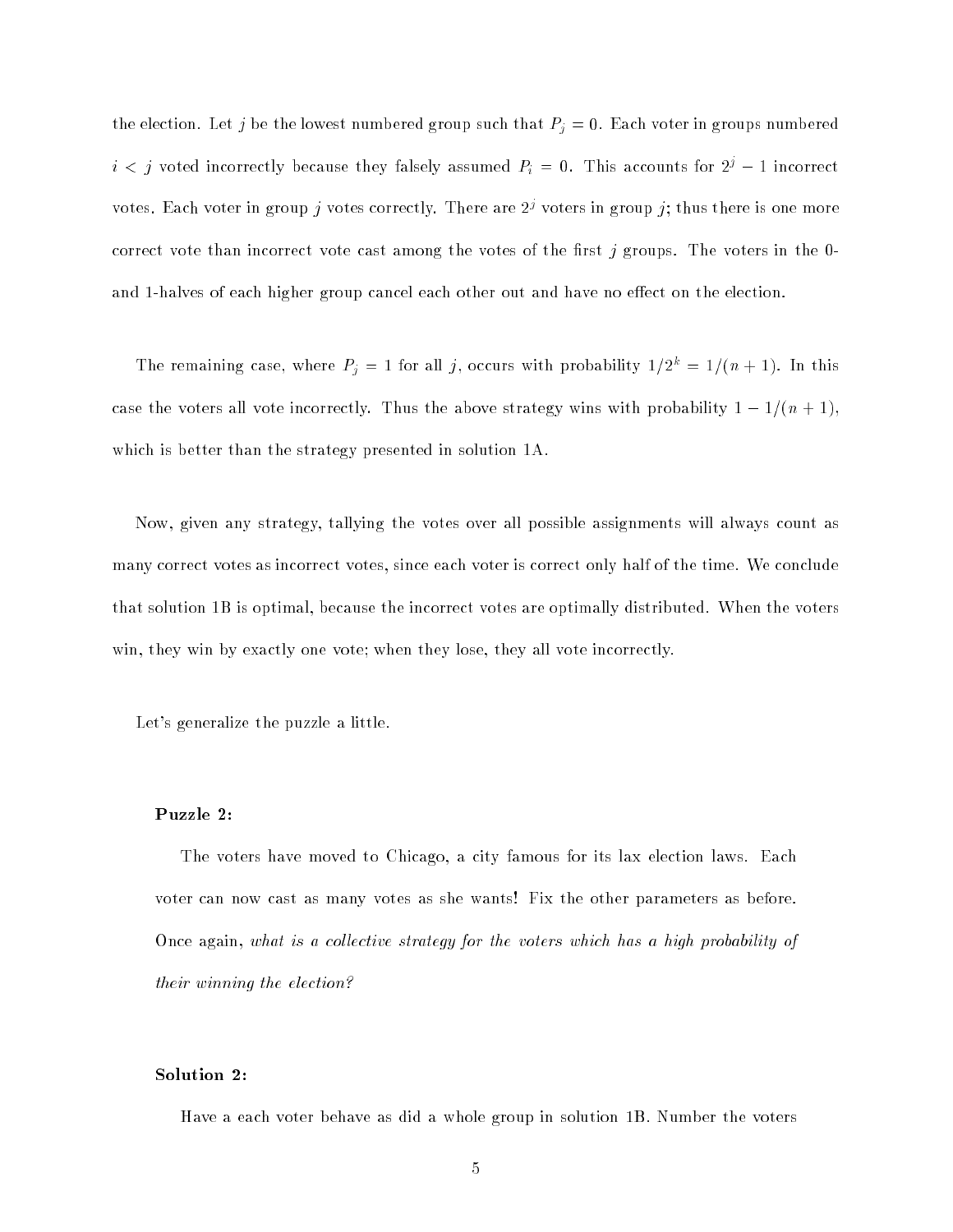the election. Let $j$ be the lowest numbered group such that $P_j = 0$. Each voter in groups numbered $i < j$ voted incorrectly because they falsely assumed $P_i = 0$. This accounts for $2^j - 1$ incorrect votes. Each voter in group $j$ votes correctly. There are $2^j$ voters in group $j$; thus there is one more correct vote than incorrect vote cast among the votes of the first $j$ groups. The voters in the 0- and 1-halves of each higher group cancel each other out and have no effect on the election.

The remaining case, where $P_j = 1$ for all $j$, occurs with probability $1/2^k = 1/(n+1)$. In this case the voters all vote incorrectly. Thus the above strategy wins with probability $1 - 1/(n+1)$, which is better than the strategy presented in solution 1A.

Now, given any strategy, tallying the votes over all possible assignments will always count as many correct votes as incorrect votes, since each voter is correct only half of the time. We conclude that solution 1B is optimal, because the incorrect votes are optimally distributed. When the voters win, they win by exactly one vote; when they lose, they all vote incorrectly.

Let's generalize the puzzle a little.

**Puzzle 2:**

The voters have moved to Chicago, a city famous for its lax election laws. Each voter can now cast as many votes as she wants! Fix the other parameters as before. Once again, *what is a collective strategy for the voters which has a high probability of their winning the election?*

**Solution 2:**

Have a each voter behave as did a whole group in solution 1B. Number the voters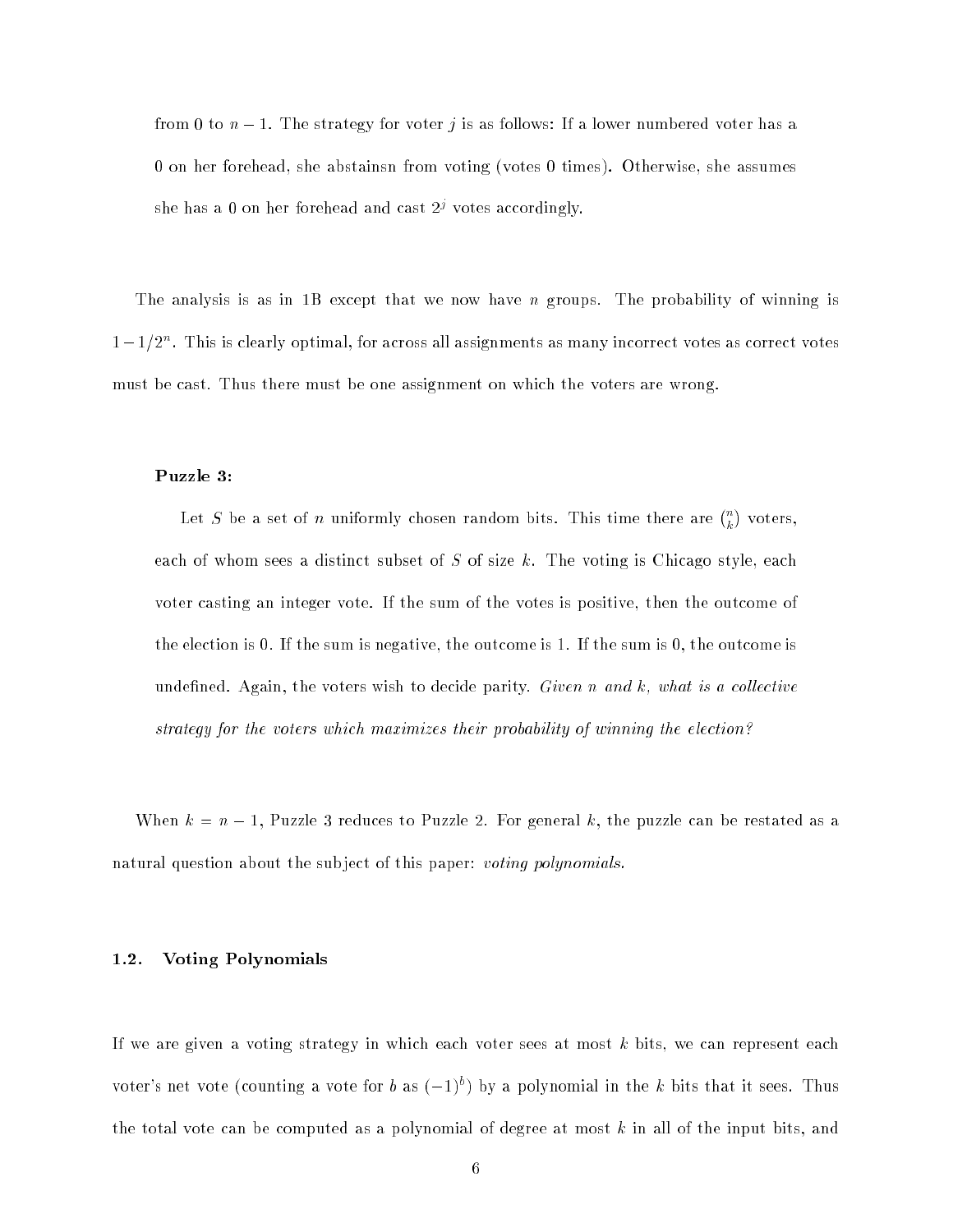from 0 to $n-1$. The strategy for voter $j$ is as follows: If a lower numbered voter has a 0 on her forehead, she abstainsn from voting (votes 0 times). Otherwise, she assumes she has a 0 on her forehead and cast $2^j$ votes accordingly.

The analysis is as in 1B except that we now have $n$ groups. The probability of winning is $1 - 1/2^n$. This is clearly optimal, for across all assignments as many incorrect votes as correct votes must be cast. Thus there must be one assignment on which the voters are wrong.

**Puzzle 3:**

Let $S$ be a set of $n$ uniformly chosen random bits. This time there are $\binom{n}{k}$ voters, each of whom sees a distinct subset of $S$ of size $k$. The voting is Chicago style, each voter casting an integer vote. If the sum of the votes is positive, then the outcome of the election is 0. If the sum is negative, the outcome is 1. If the sum is 0, the outcome is undefined. Again, the voters wish to decide parity. *Given $n$ and $k$, what is a collective strategy for the voters which maximizes their probability of winning the election?*

When $k = n-1$, Puzzle 3 reduces to Puzzle 2. For general $k$, the puzzle can be restated as a natural question about the subject of this paper: *voting polynomials.*

### 1.2. Voting Polynomials

If we are given a voting strategy in which each voter sees at most $k$ bits, we can represent each voter's net vote (counting a vote for $b$ as $(-1)^b$) by a polynomial in the $k$ bits that it sees. Thus the total vote can be computed as a polynomial of degree at most $k$ in all of the input bits, and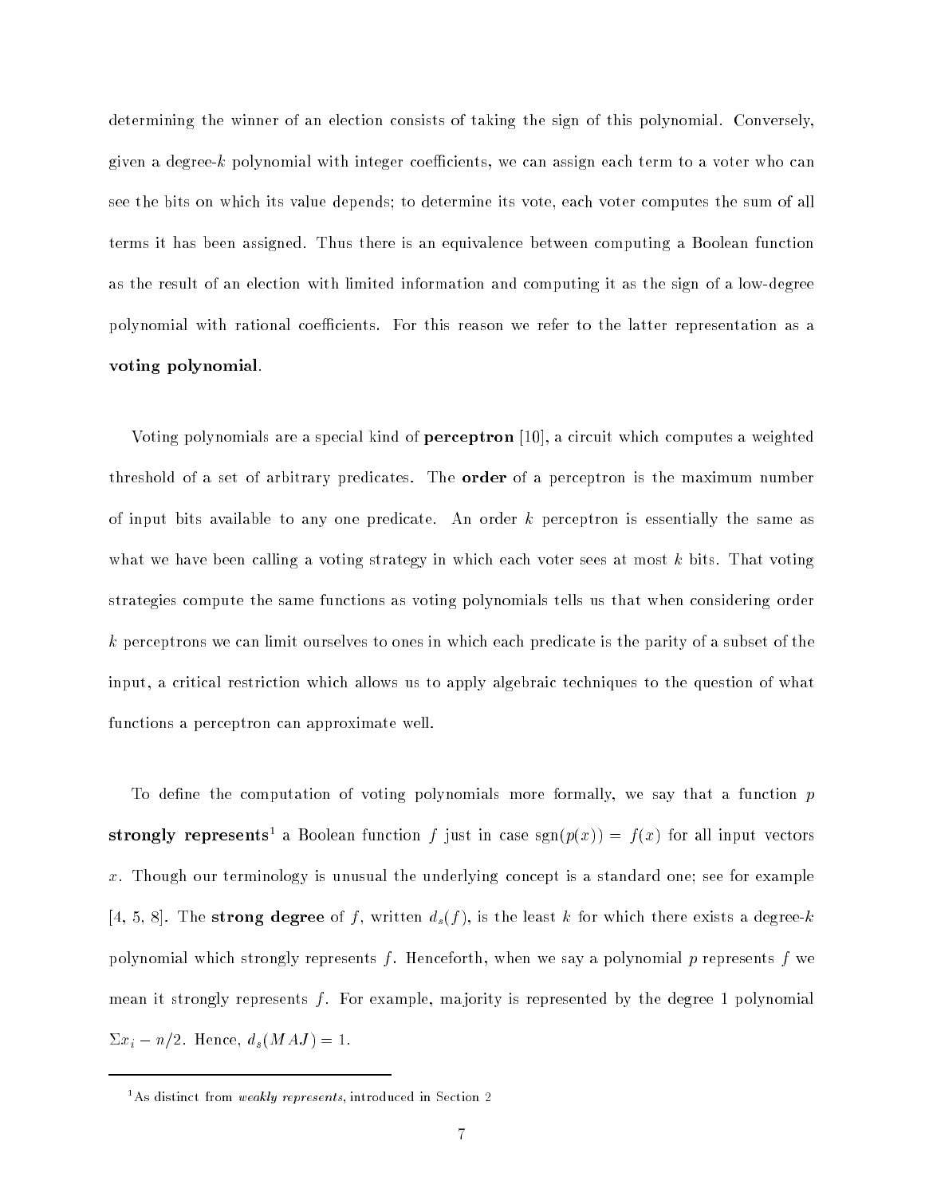determining the winner of an election consists of taking the sign of this polynomial. Conversely, given a degree-$k$ polynomial with integer coefficients, we can assign each term to a voter who can see the bits on which its value depends; to determine its vote, each voter computes the sum of all terms it has been assigned. Thus there is an equivalence between computing a Boolean function as the result of an election with limited information and computing it as the sign of a low-degree polynomial with rational coefficients. For this reason we refer to the latter representation as a **voting polynomial**.

Voting polynomials are a special kind of **perceptron** [10], a circuit which computes a weighted threshold of a set of arbitrary predicates. The **order** of a perceptron is the maximum number of input bits available to any one predicate. An order $k$ perceptron is essentially the same as what we have been calling a voting strategy in which each voter sees at most $k$ bits. That voting strategies compute the same functions as voting polynomials tells us that when considering order $k$ perceptrons we can limit ourselves to ones in which each predicate is the parity of a subset of the input, a critical restriction which allows us to apply algebraic techniques to the question of what functions a perceptron can approximate well.

To define the computation of voting polynomials more formally, we say that a function $p$ **strongly represents**[1] a Boolean function $f$ just in case $\text{sgn}(p(x)) = f(x)$ for all input vectors $x$. Though our terminology is unusual the underlying concept is a standard one; see for example [4, 5, 8]. The **strong degree** of $f$, written $d_s(f)$, is the least $k$ for which there exists a degree-$k$ polynomial which strongly represents $f$. Henceforth, when we say a polynomial $p$ represents $f$ we mean it strongly represents $f$. For example, majority is represented by the degree 1 polynomial $\Sigma x_i - n/2$. Hence, $d_s(MAJ) = 1$.

---

[1] As distinct from *weakly represents*, introduced in Section 2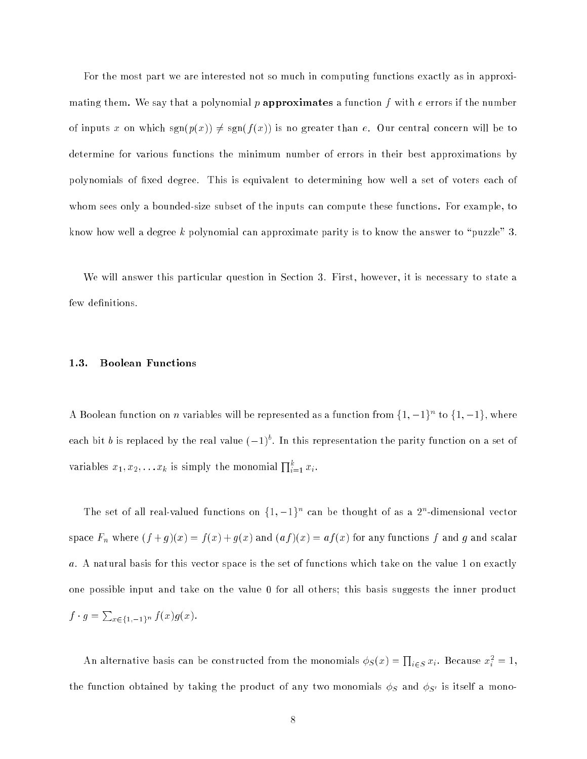For the most part we are interested not so much in computing functions exactly as in approximating them. We say that a polynomial $p$ **approximates** a function $f$ with $e$ errors if the number of inputs $x$ on which $\text{sgn}(p(x)) \neq \text{sgn}(f(x))$ is no greater than $e$. Our central concern will be to determine for various functions the minimum number of errors in their best approximations by polynomials of fixed degree. This is equivalent to determining how well a set of voters each of whom sees only a bounded-size subset of the inputs can compute these functions. For example, to know how well a degree $k$ polynomial can approximate parity is to know the answer to "puzzle" 3.

We will answer this particular question in Section 3. First, however, it is necessary to state a few definitions.

### 1.3. Boolean Functions

A Boolean function on $n$ variables will be represented as a function from $\{1, -1\}^n$ to $\{1, -1\}$, where each bit $b$ is replaced by the real value $(-1)^b$. In this representation the parity function on a set of variables $x_1, x_2, \ldots x_k$ is simply the monomial $\prod_{i=1}^{k} x_i$.

The set of all real-valued functions on $\{1, -1\}^n$ can be thought of as a $2^n$-dimensional vector space $F_n$ where $(f + g)(x) = f(x) + g(x)$ and $(af)(x) = af(x)$ for any functions $f$ and $g$ and scalar $a$. A natural basis for this vector space is the set of functions which take on the value 1 on exactly one possible input and take on the value 0 for all others; this basis suggests the inner product $f \cdot g = \sum_{x \in \{1,-1\}^n} f(x)g(x)$.

An alternative basis can be constructed from the monomials $\phi_S(x) = \prod_{i \in S} x_i$. Because $x_i^2 = 1$, the function obtained by taking the product of any two monomials $\phi_S$ and $\phi_{S'}$ is itself a mono-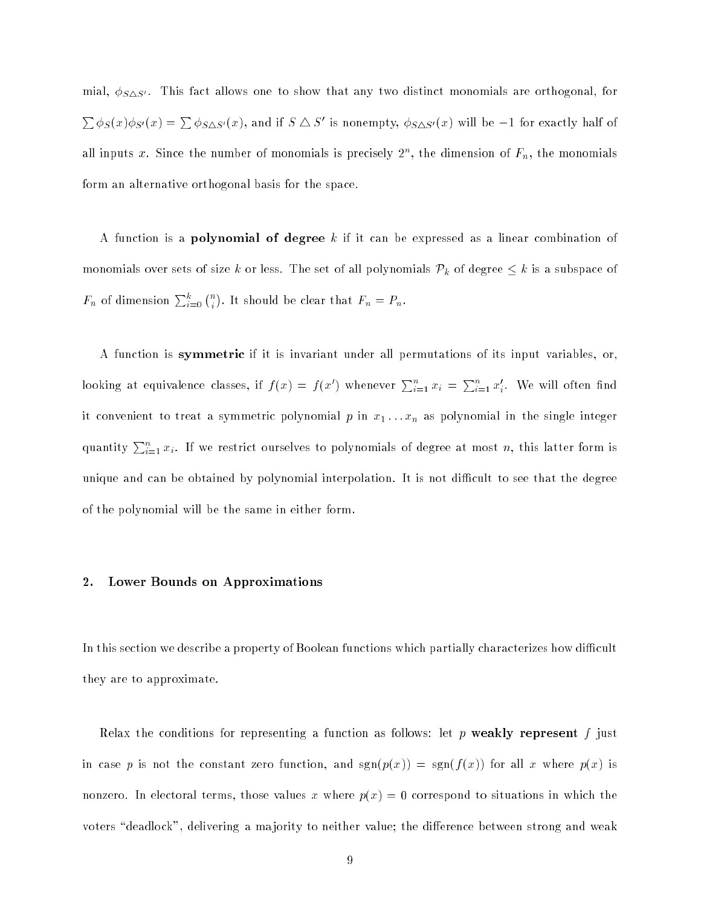mial, $\phi_{S\triangle S'}$. This fact allows one to show that any two distinct monomials are orthogonal, for $\sum \phi_S(x)\phi_{S'}(x) = \sum \phi_{S\triangle S'}(x)$, and if $S \triangle S'$ is nonempty, $\phi_{S\triangle S'}(x)$ will be $-1$ for exactly half of all inputs $x$. Since the number of monomials is precisely $2^n$, the dimension of $F_n$, the monomials form an alternative orthogonal basis for the space.

A function is a **polynomial of degree** $k$ if it can be expressed as a linear combination of monomials over sets of size $k$ or less. The set of all polynomials $\mathcal{P}_k$ of degree $\leq k$ is a subspace of $F_n$ of dimension $\sum_{i=0}^{k} \binom{n}{i}$. It should be clear that $F_n = P_n$.

A function is **symmetric** if it is invariant under all permutations of its input variables, or, looking at equivalence classes, if $f(x) = f(x')$ whenever $\sum_{i=1}^{n} x_i = \sum_{i=1}^{n} x'_i$. We will often find it convenient to treat a symmetric polynomial $p$ in $x_1 \ldots x_n$ as polynomial in the single integer quantity $\sum_{i=1}^{n} x_i$. If we restrict ourselves to polynomials of degree at most $n$, this latter form is unique and can be obtained by polynomial interpolation. It is not difficult to see that the degree of the polynomial will be the same in either form.

## 2. Lower Bounds on Approximations

In this section we describe a property of Boolean functions which partially characterizes how difficult they are to approximate.

Relax the conditions for representing a function as follows: let $p$ **weakly represent** $f$ just in case $p$ is not the constant zero function, and $\mathrm{sgn}(p(x)) = \mathrm{sgn}(f(x))$ for all $x$ where $p(x)$ is nonzero. In electoral terms, those values $x$ where $p(x) = 0$ correspond to situations in which the voters "deadlock", delivering a majority to neither value; the difference between strong and weak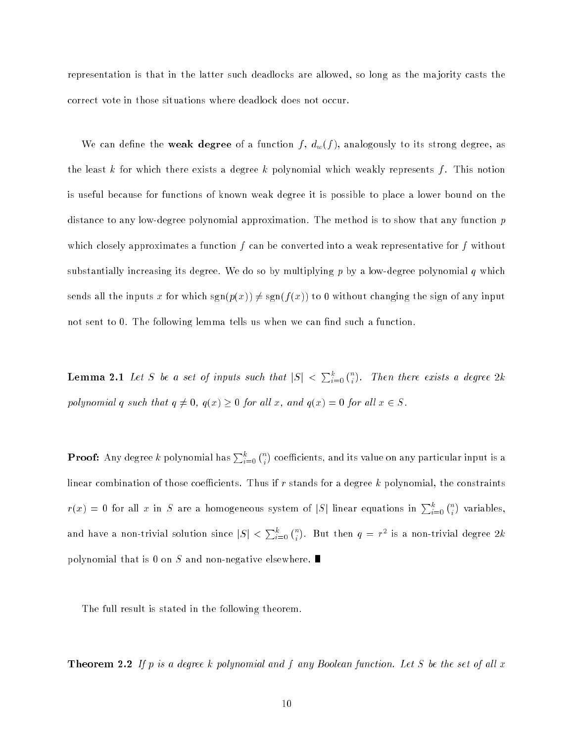representation is that in the latter such deadlocks are allowed, so long as the majority casts the correct vote in those situations where deadlock does not occur.

We can define the **weak degree** of a function $f$, $d_w(f)$, analogously to its strong degree, as the least $k$ for which there exists a degree $k$ polynomial which weakly represents $f$. This notion is useful because for functions of known weak degree it is possible to place a lower bound on the distance to any low-degree polynomial approximation. The method is to show that any function $p$ which closely approximates a function $f$ can be converted into a weak representative for $f$ without substantially increasing its degree. We do so by multiplying $p$ by a low-degree polynomial $q$ which sends all the inputs $x$ for which $\mathrm{sgn}(p(x)) \neq \mathrm{sgn}(f(x))$ to 0 without changing the sign of any input not sent to 0. The following lemma tells us when we can find such a function.

**Lemma 2.1** *Let $S$ be a set of inputs such that $|S| < \sum_{i=0}^{k} \binom{n}{i}$. Then there exists a degree $2k$ polynomial $q$ such that $q \neq 0$, $q(x) \geq 0$ for all $x$, and $q(x) = 0$ for all $x \in S$.*

**Proof:** Any degree $k$ polynomial has $\sum_{i=0}^{k} \binom{n}{i}$ coefficients, and its value on any particular input is a linear combination of those coefficients. Thus if $r$ stands for a degree $k$ polynomial, the constraints $r(x) = 0$ for all $x$ in $S$ are a homogeneous system of $|S|$ linear equations in $\sum_{i=0}^{k} \binom{n}{i}$ variables, and have a non-trivial solution since $|S| < \sum_{i=0}^{k} \binom{n}{i}$. But then $q = r^2$ is a non-trivial degree $2k$ polynomial that is 0 on $S$ and non-negative elsewhere. ∎

The full result is stated in the following theorem.

**Theorem 2.2** *If $p$ is a degree $k$ polynomial and $f$ any Boolean function. Let $S$ be the set of all $x$*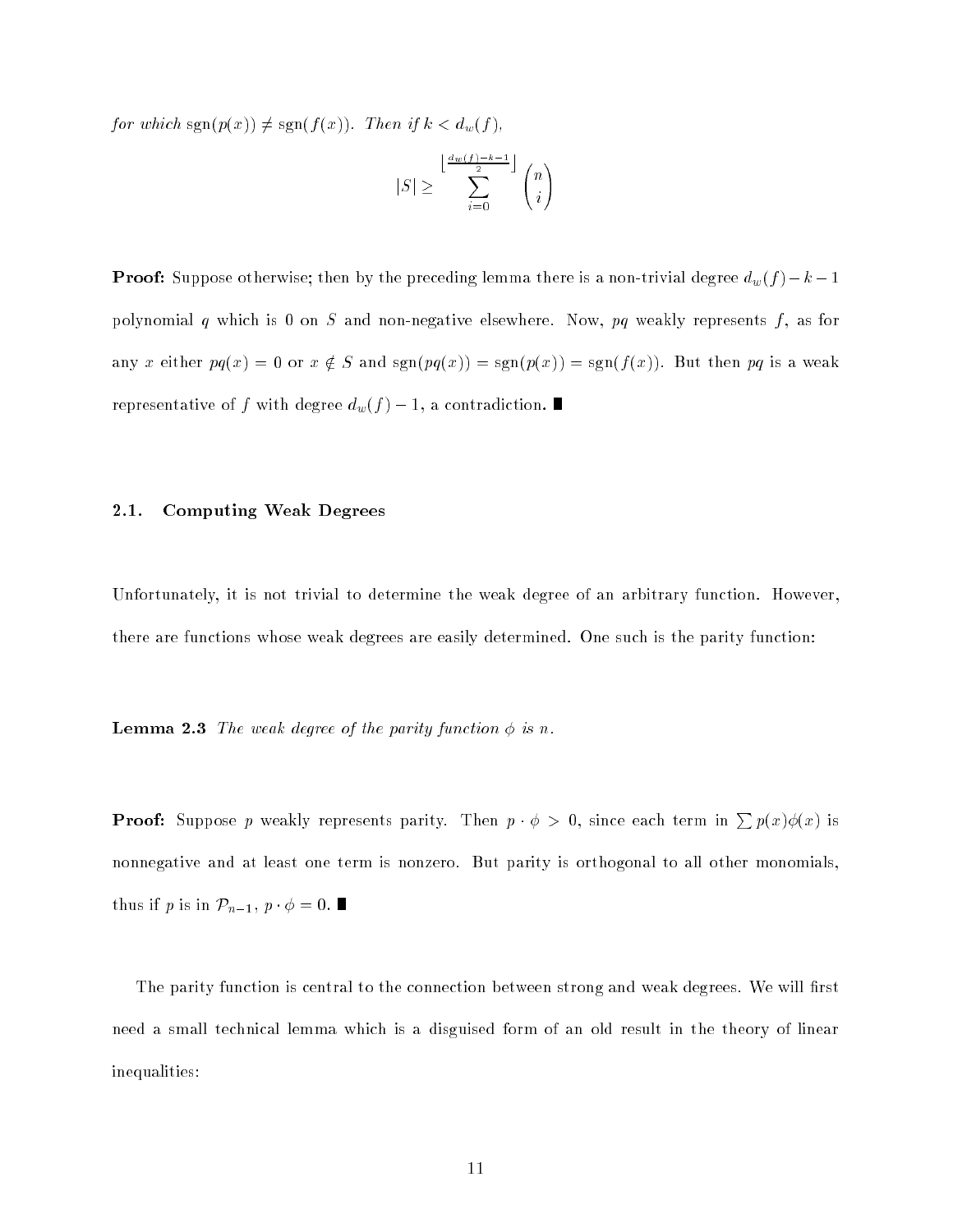*for which* $\operatorname{sgn}(p(x)) \neq \operatorname{sgn}(f(x))$*. Then if* $k < d_w(f)$*,*

$$|S| \geq \sum_{i=0}^{\left\lfloor \frac{d_w(f)-k-1}{2} \right\rfloor} \binom{n}{i}$$

**Proof:** Suppose otherwise; then by the preceding lemma there is a non-trivial degree $d_w(f) - k - 1$ polynomial $q$ which is 0 on $S$ and non-negative elsewhere. Now, $pq$ weakly represents $f$, as for any $x$ either $pq(x) = 0$ or $x \notin S$ and $\operatorname{sgn}(pq(x)) = \operatorname{sgn}(p(x)) = \operatorname{sgn}(f(x))$. But then $pq$ is a weak representative of $f$ with degree $d_w(f) - 1$, a contradiction. ∎

## 2.1. Computing Weak Degrees

Unfortunately, it is not trivial to determine the weak degree of an arbitrary function. However, there are functions whose weak degrees are easily determined. One such is the parity function:

**Lemma 2.3** *The weak degree of the parity function* $\phi$ *is* $n$*.*

**Proof:** Suppose $p$ weakly represents parity. Then $p \cdot \phi > 0$, since each term in $\sum p(x)\phi(x)$ is nonnegative and at least one term is nonzero. But parity is orthogonal to all other monomials, thus if $p$ is in $\mathcal{P}_{n-1}$, $p \cdot \phi = 0$. ∎

The parity function is central to the connection between strong and weak degrees. We will first need a small technical lemma which is a disguised form of an old result in the theory of linear inequalities: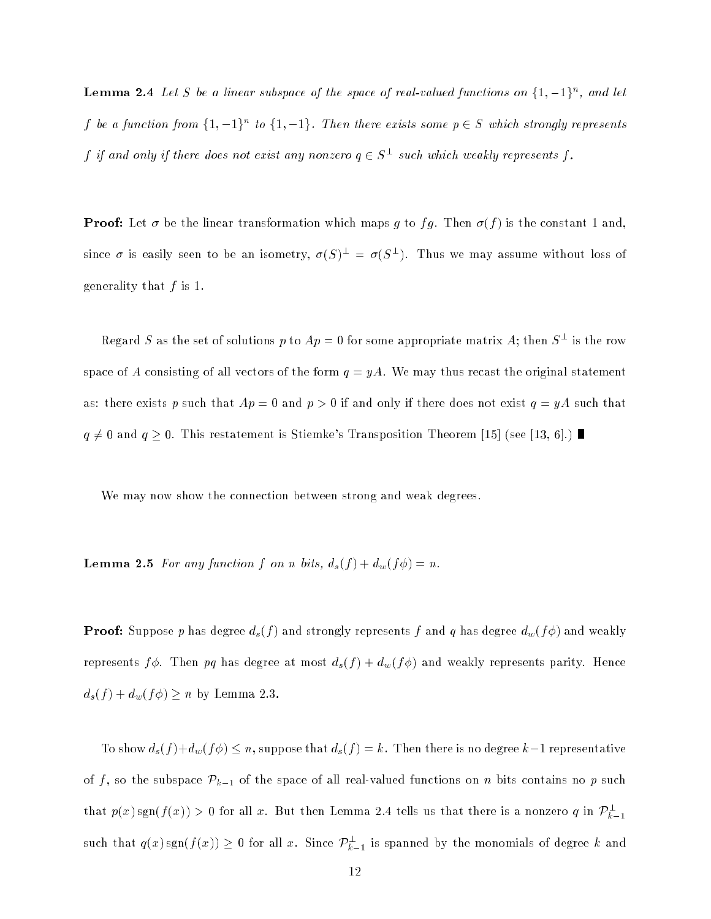**Lemma 2.4** *Let $S$ be a linear subspace of the space of real-valued functions on $\{1,-1\}^n$, and let $f$ be a function from $\{1,-1\}^n$ to $\{1,-1\}$. Then there exists some $p \in S$ which strongly represents $f$ if and only if there does not exist any nonzero $q \in S^\perp$ such which weakly represents $f$.*

**Proof:** Let $\sigma$ be the linear transformation which maps $g$ to $fg$. Then $\sigma(f)$ is the constant 1 and, since $\sigma$ is easily seen to be an isometry, $\sigma(S)^\perp = \sigma(S^\perp)$. Thus we may assume without loss of generality that $f$ is 1.

Regard $S$ as the set of solutions $p$ to $Ap = 0$ for some appropriate matrix $A$; then $S^\perp$ is the row space of $A$ consisting of all vectors of the form $q = yA$. We may thus recast the original statement as: there exists $p$ such that $Ap = 0$ and $p > 0$ if and only if there does not exist $q = yA$ such that $q \neq 0$ and $q \geq 0$. This restatement is Stiemke's Transposition Theorem [15] (see [13, 6].) ∎

We may now show the connection between strong and weak degrees.

**Lemma 2.5** *For any function $f$ on $n$ bits, $d_s(f) + d_w(f\phi) = n$.*

**Proof:** Suppose $p$ has degree $d_s(f)$ and strongly represents $f$ and $q$ has degree $d_w(f\phi)$ and weakly represents $f\phi$. Then $pq$ has degree at most $d_s(f) + d_w(f\phi)$ and weakly represents parity. Hence $d_s(f) + d_w(f\phi) \geq n$ by Lemma 2.3.

To show $d_s(f) + d_w(f\phi) \leq n$, suppose that $d_s(f) = k$. Then there is no degree $k-1$ representative of $f$, so the subspace $\mathcal{P}_{k-1}$ of the space of all real-valued functions on $n$ bits contains no $p$ such that $p(x)\,\mathrm{sgn}(f(x)) > 0$ for all $x$. But then Lemma 2.4 tells us that there is a nonzero $q$ in $\mathcal{P}_{k-1}^\perp$ such that $q(x)\,\mathrm{sgn}(f(x)) \geq 0$ for all $x$. Since $\mathcal{P}_{k-1}^\perp$ is spanned by the monomials of degree $k$ and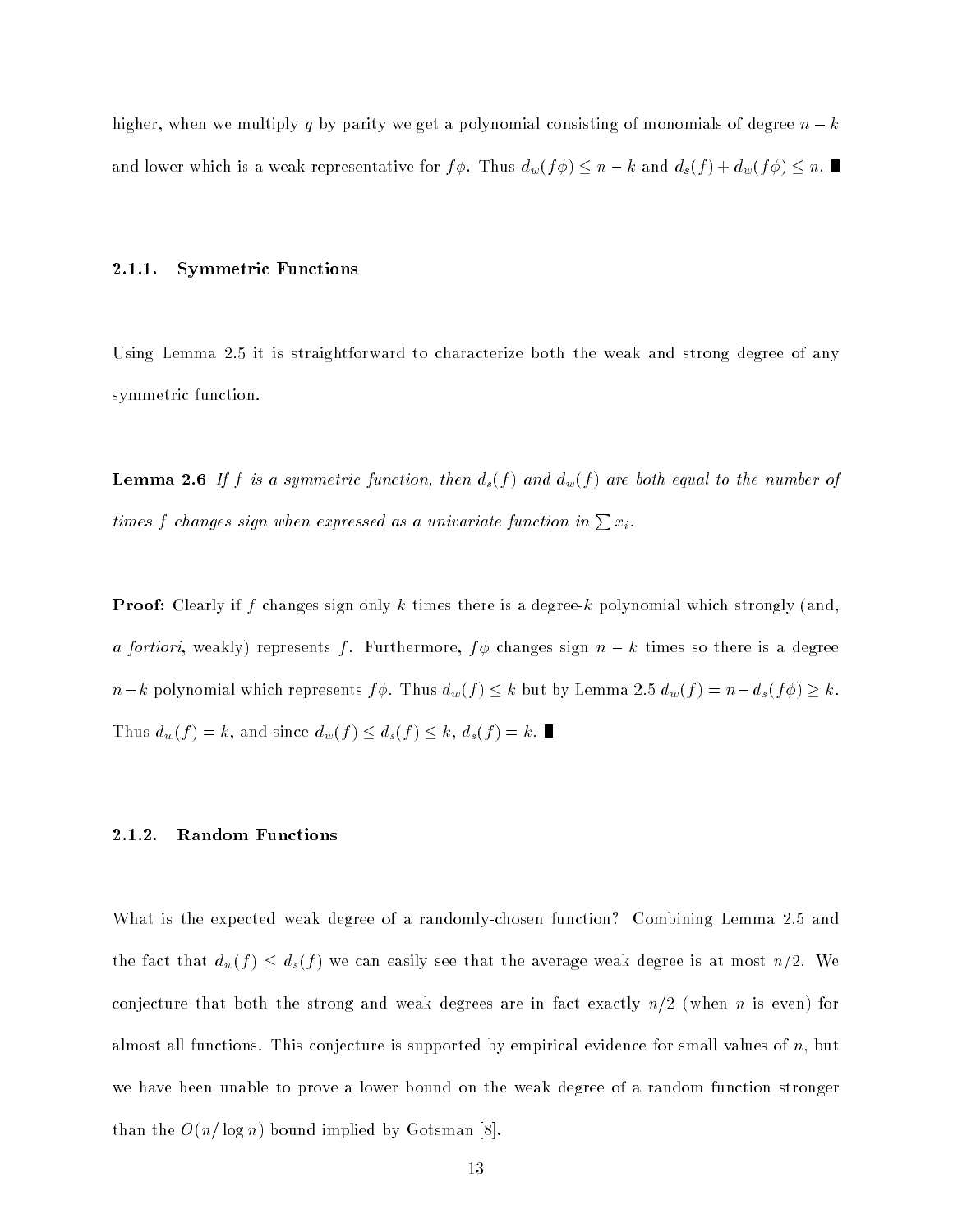higher, when we multiply $q$ by parity we get a polynomial consisting of monomials of degree $n-k$ and lower which is a weak representative for $f\phi$. Thus $d_w(f\phi) \leq n-k$ and $d_s(f) + d_w(f\phi) \leq n$. ∎

### 2.1.1. Symmetric Functions

Using Lemma 2.5 it is straightforward to characterize both the weak and strong degree of any symmetric function.

**Lemma 2.6** *If $f$ is a symmetric function, then $d_s(f)$ and $d_w(f)$ are both equal to the number of times $f$ changes sign when expressed as a univariate function in $\sum x_i$.*

**Proof:** Clearly if $f$ changes sign only $k$ times there is a degree-$k$ polynomial which strongly (and, *a fortiori*, weakly) represents $f$. Furthermore, $f\phi$ changes sign $n-k$ times so there is a degree $n-k$ polynomial which represents $f\phi$. Thus $d_w(f) \leq k$ but by Lemma 2.5 $d_w(f) = n - d_s(f\phi) \geq k$. Thus $d_w(f) = k$, and since $d_w(f) \leq d_s(f) \leq k$, $d_s(f) = k$. ∎

### 2.1.2. Random Functions

What is the expected weak degree of a randomly-chosen function? Combining Lemma 2.5 and the fact that $d_w(f) \leq d_s(f)$ we can easily see that the average weak degree is at most $n/2$. We conjecture that both the strong and weak degrees are in fact exactly $n/2$ (when $n$ is even) for almost all functions. This conjecture is supported by empirical evidence for small values of $n$, but we have been unable to prove a lower bound on the weak degree of a random function stronger than the $O(n/\log n)$ bound implied by Gotsman [8].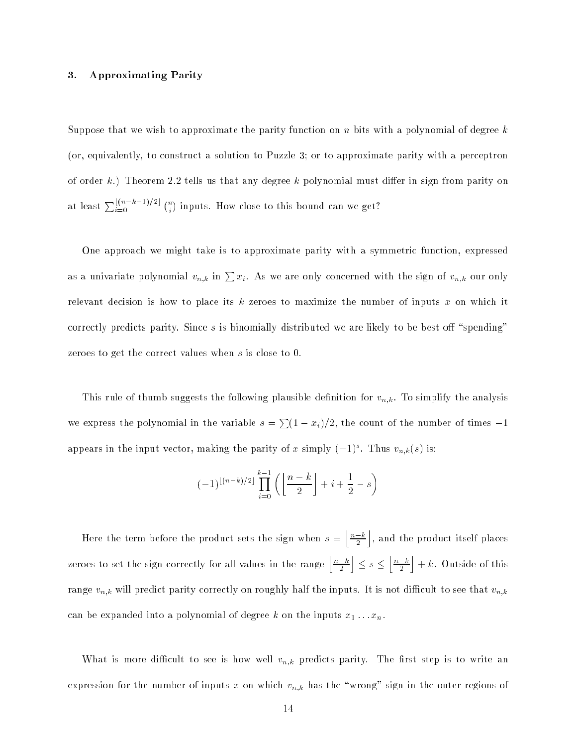## 3. Approximating Parity

Suppose that we wish to approximate the parity function on $n$ bits with a polynomial of degree $k$ (or, equivalently, to construct a solution to Puzzle 3; or to approximate parity with a perceptron of order $k$.) Theorem 2.2 tells us that any degree $k$ polynomial must differ in sign from parity on at least $\sum_{i=0}^{\lfloor (n-k-1)/2 \rfloor} \binom{n}{i}$ inputs. How close to this bound can we get?

One approach we might take is to approximate parity with a symmetric function, expressed as a univariate polynomial $v_{n,k}$ in $\sum x_i$. As we are only concerned with the sign of $v_{n,k}$ our only relevant decision is how to place its $k$ zeroes to maximize the number of inputs $x$ on which it correctly predicts parity. Since $s$ is binomially distributed we are likely to be best off "spending" zeroes to get the correct values when $s$ is close to 0.

This rule of thumb suggests the following plausible definition for $v_{n,k}$. To simplify the analysis we express the polynomial in the variable $s = \sum (1 - x_i)/2$, the count of the number of times $-1$ appears in the input vector, making the parity of $x$ simply $(-1)^s$. Thus $v_{n,k}(s)$ is:

$$(-1)^{\lfloor (n-k)/2 \rfloor} \prod_{i=0}^{k-1} \left( \left\lfloor \frac{n-k}{2} \right\rfloor + i + \frac{1}{2} - s \right)$$

Here the term before the product sets the sign when $s = \left\lfloor \frac{n-k}{2} \right\rfloor$, and the product itself places zeroes to set the sign correctly for all values in the range $\left\lfloor \frac{n-k}{2} \right\rfloor \leq s \leq \left\lfloor \frac{n-k}{2} \right\rfloor + k$. Outside of this range $v_{n,k}$ will predict parity correctly on roughly half the inputs. It is not difficult to see that $v_{n,k}$ can be expanded into a polynomial of degree $k$ on the inputs $x_1 \ldots x_n$.

What is more difficult to see is how well $v_{n,k}$ predicts parity. The first step is to write an expression for the number of inputs $x$ on which $v_{n,k}$ has the "wrong" sign in the outer regions of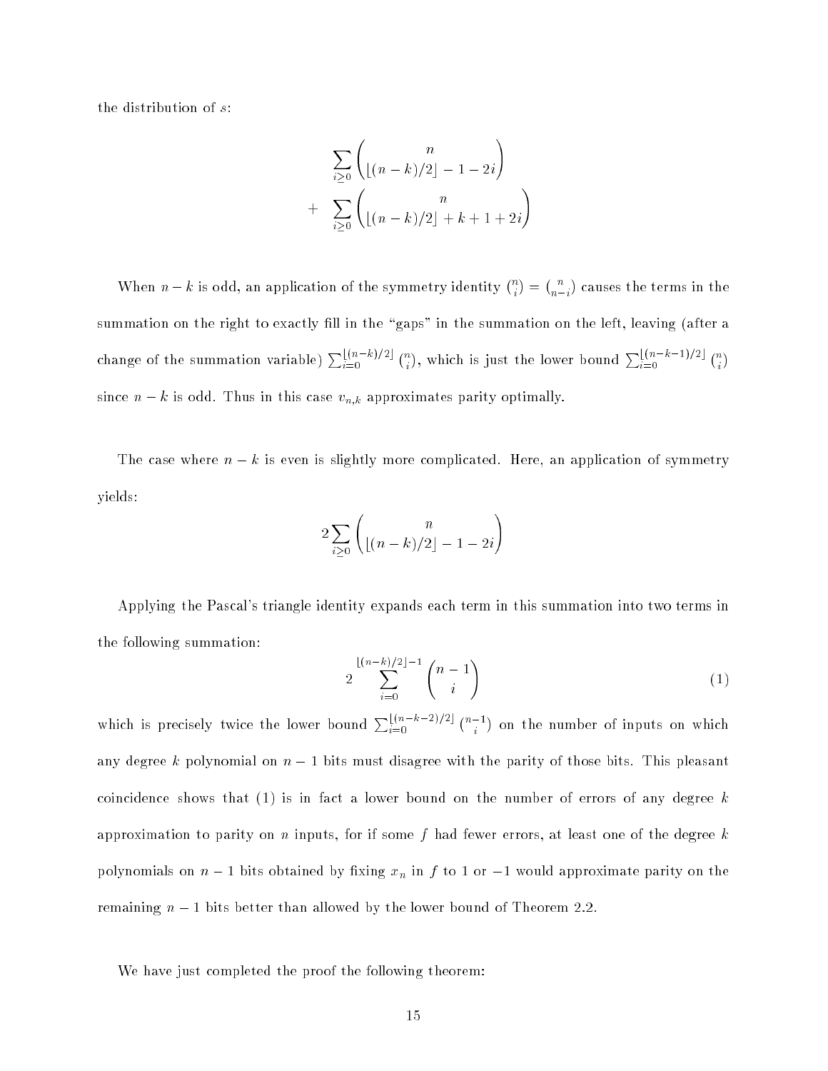the distribution of $s$:

$$\sum_{i\geq 0}\binom{n}{\lfloor (n-k)/2\rfloor - 1 - 2i}$$
$$+ \sum_{i\geq 0}\binom{n}{\lfloor (n-k)/2\rfloor + k + 1 + 2i}$$

When $n-k$ is odd, an application of the symmetry identity $\binom{n}{i} = \binom{n}{n-i}$ causes the terms in the summation on the right to exactly fill in the "gaps" in the summation on the left, leaving (after a change of the summation variable) $\sum_{i=0}^{\lfloor (n-k)/2\rfloor}\binom{n}{i}$, which is just the lower bound $\sum_{i=0}^{\lfloor (n-k-1)/2\rfloor}\binom{n}{i}$ since $n-k$ is odd. Thus in this case $v_{n,k}$ approximates parity optimally.

The case where $n-k$ is even is slightly more complicated. Here, an application of symmetry yields:

$$2\sum_{i\geq 0}\binom{n}{\lfloor (n-k)/2\rfloor - 1 - 2i}$$

Applying the Pascal's triangle identity expands each term in this summation into two terms in the following summation:

$$2\sum_{i=0}^{\lfloor (n-k)/2\rfloor - 1}\binom{n-1}{i} \tag{1}$$

which is precisely twice the lower bound $\sum_{i=0}^{\lfloor (n-k-2)/2\rfloor}\binom{n-1}{i}$ on the number of inputs on which any degree $k$ polynomial on $n-1$ bits must disagree with the parity of those bits. This pleasant coincidence shows that (1) is in fact a lower bound on the number of errors of any degree $k$ approximation to parity on $n$ inputs, for if some $f$ had fewer errors, at least one of the degree $k$ polynomials on $n-1$ bits obtained by fixing $x_n$ in $f$ to 1 or $-1$ would approximate parity on the remaining $n-1$ bits better than allowed by the lower bound of Theorem 2.2.

We have just completed the proof the following theorem: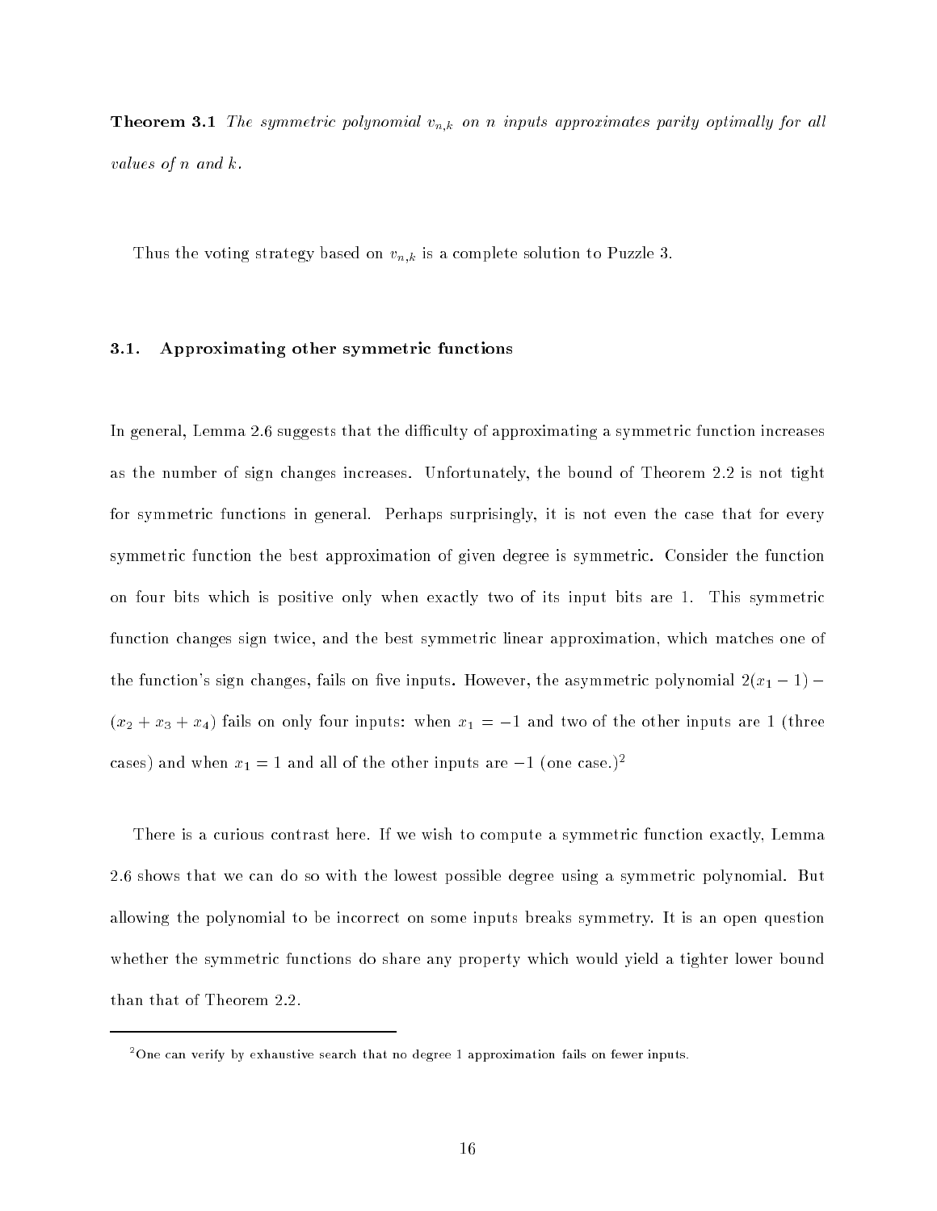**Theorem 3.1** *The symmetric polynomial $v_{n,k}$ on $n$ inputs approximates parity optimally for all values of $n$ and $k$.*

Thus the voting strategy based on $v_{n,k}$ is a complete solution to Puzzle 3.

### 3.1. Approximating other symmetric functions

In general, Lemma 2.6 suggests that the difficulty of approximating a symmetric function increases as the number of sign changes increases. Unfortunately, the bound of Theorem 2.2 is not tight for symmetric functions in general. Perhaps surprisingly, it is not even the case that for every symmetric function the best approximation of given degree is symmetric. Consider the function on four bits which is positive only when exactly two of its input bits are 1. This symmetric function changes sign twice, and the best symmetric linear approximation, which matches one of the function's sign changes, fails on five inputs. However, the asymmetric polynomial $2(x_1 - 1) - (x_2 + x_3 + x_4)$ fails on only four inputs: when $x_1 = -1$ and two of the other inputs are 1 (three cases) and when $x_1 = 1$ and all of the other inputs are $-1$ (one case.)[2]

There is a curious contrast here. If we wish to compute a symmetric function exactly, Lemma 2.6 shows that we can do so with the lowest possible degree using a symmetric polynomial. But allowing the polynomial to be incorrect on some inputs breaks symmetry. It is an open question whether the symmetric functions do share any property which would yield a tighter lower bound than that of Theorem 2.2.

---

[2] One can verify by exhaustive search that no degree 1 approximation fails on fewer inputs.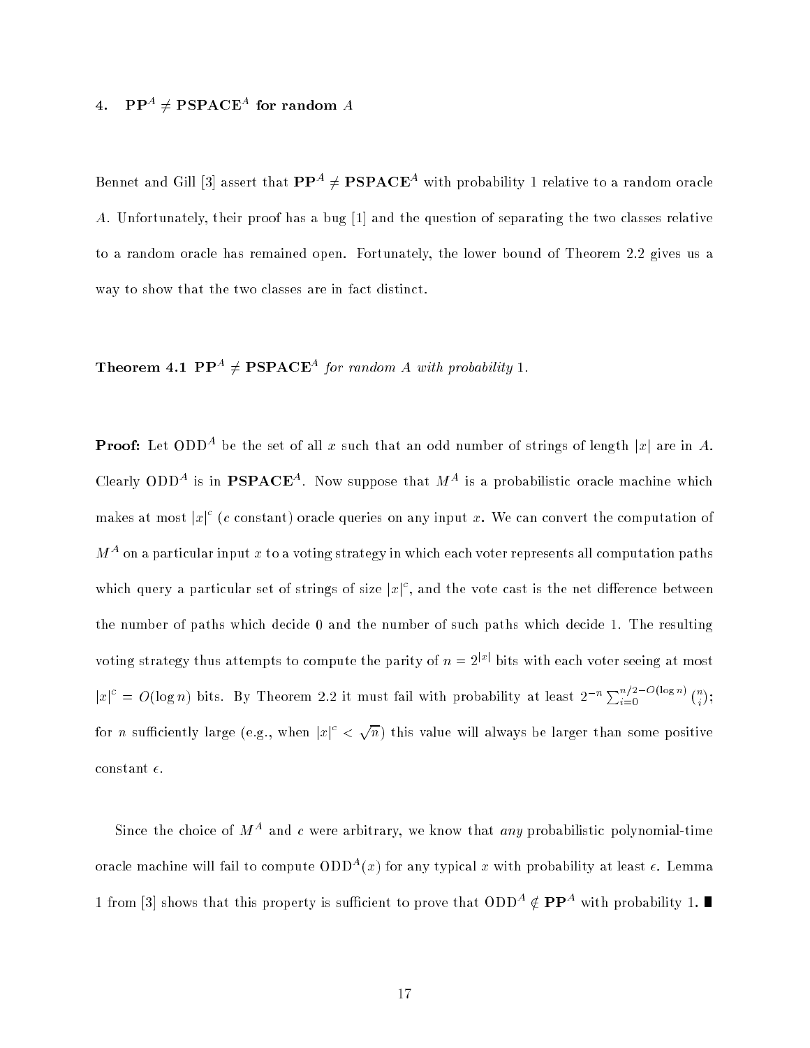## 4. $\mathbf{PP}^A \neq \mathbf{PSPACE}^A$ for random $A$

Bennet and Gill [3] assert that $\mathbf{PP}^A \neq \mathbf{PSPACE}^A$ with probability 1 relative to a random oracle $A$. Unfortunately, their proof has a bug [1] and the question of separating the two classes relative to a random oracle has remained open. Fortunately, the lower bound of Theorem 2.2 gives us a way to show that the two classes are in fact distinct.

**Theorem 4.1** *$\mathbf{PP}^A \neq \mathbf{PSPACE}^A$ for random $A$ with probability 1.*

**Proof:** Let $\mathrm{ODD}^A$ be the set of all $x$ such that an odd number of strings of length $|x|$ are in $A$. Clearly $\mathrm{ODD}^A$ is in $\mathbf{PSPACE}^A$. Now suppose that $M^A$ is a probabilistic oracle machine which makes at most $|x|^c$ ($c$ constant) oracle queries on any input $x$. We can convert the computation of $M^A$ on a particular input $x$ to a voting strategy in which each voter represents all computation paths which query a particular set of strings of size $|x|^c$, and the vote cast is the net difference between the number of paths which decide 0 and the number of such paths which decide 1. The resulting voting strategy thus attempts to compute the parity of $n = 2^{|x|}$ bits with each voter seeing at most $|x|^c = O(\log n)$ bits. By Theorem 2.2 it must fail with probability at least $2^{-n} \sum_{i=0}^{n/2 - O(\log n)} \binom{n}{i}$; for $n$ sufficiently large (e.g., when $|x|^c < \sqrt{n}$) this value will always be larger than some positive constant $\epsilon$.

Since the choice of $M^A$ and $c$ were arbitrary, we know that *any* probabilistic polynomial-time oracle machine will fail to compute $\mathrm{ODD}^A(x)$ for any typical $x$ with probability at least $\epsilon$. Lemma 1 from [3] shows that this property is sufficient to prove that $\mathrm{ODD}^A \notin \mathbf{PP}^A$ with probability 1. ∎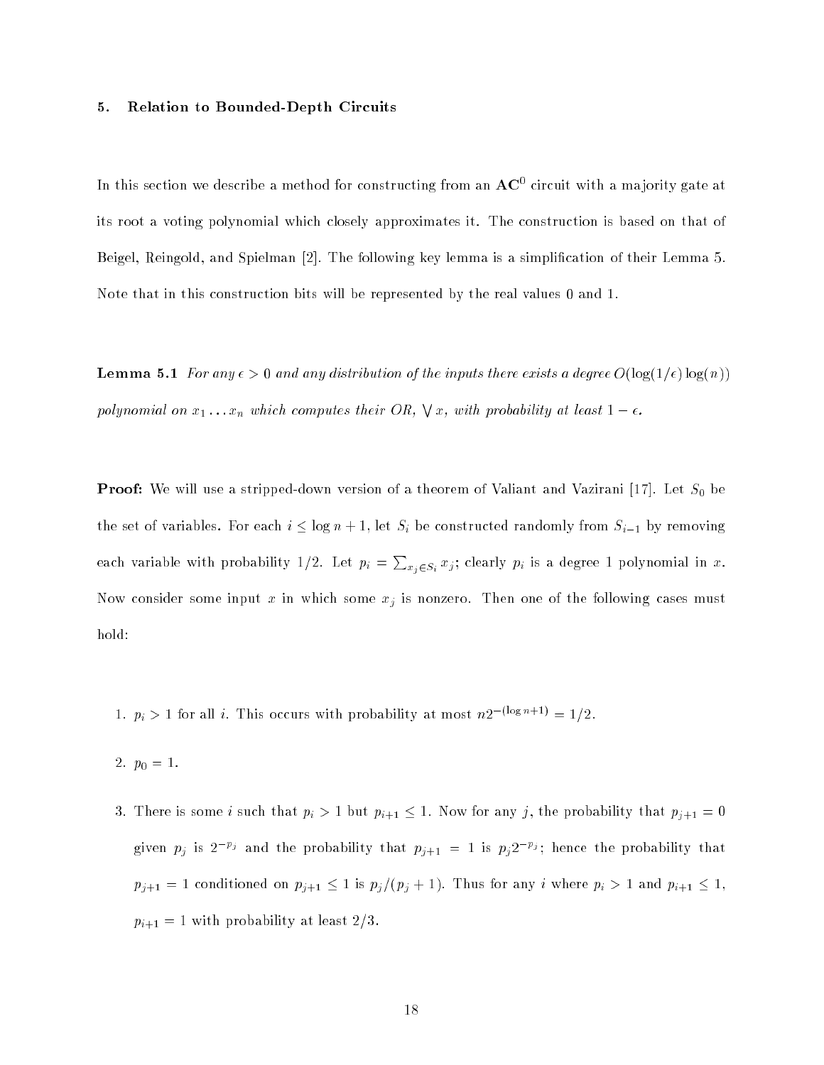## 5. Relation to Bounded-Depth Circuits

In this section we describe a method for constructing from an $\mathbf{AC}^0$ circuit with a majority gate at its root a voting polynomial which closely approximates it. The construction is based on that of Beigel, Reingold, and Spielman [2]. The following key lemma is a simplification of their Lemma 5. Note that in this construction bits will be represented by the real values 0 and 1.

**Lemma 5.1** *For any $\epsilon > 0$ and any distribution of the inputs there exists a degree $O(\log(1/\epsilon)\log(n))$ polynomial on $x_1 \ldots x_n$ which computes their OR, $\bigvee x$, with probability at least $1 - \epsilon$.*

**Proof:** We will use a stripped-down version of a theorem of Valiant and Vazirani [17]. Let $S_0$ be the set of variables. For each $i \leq \log n + 1$, let $S_i$ be constructed randomly from $S_{i-1}$ by removing each variable with probability 1/2. Let $p_i = \sum_{x_j \in S_i} x_j$; clearly $p_i$ is a degree 1 polynomial in $x$. Now consider some input $x$ in which some $x_j$ is nonzero. Then one of the following cases must hold:

1. $p_i > 1$ for all $i$. This occurs with probability at most $n 2^{-(\log n + 1)} = 1/2$.

2. $p_0 = 1$.

3. There is some $i$ such that $p_i > 1$ but $p_{i+1} \leq 1$. Now for any $j$, the probability that $p_{j+1} = 0$ given $p_j$ is $2^{-p_j}$ and the probability that $p_{j+1} = 1$ is $p_j 2^{-p_j}$; hence the probability that $p_{j+1} = 1$ conditioned on $p_{j+1} \leq 1$ is $p_j/(p_j + 1)$. Thus for any $i$ where $p_i > 1$ and $p_{i+1} \leq 1$, $p_{i+1} = 1$ with probability at least 2/3.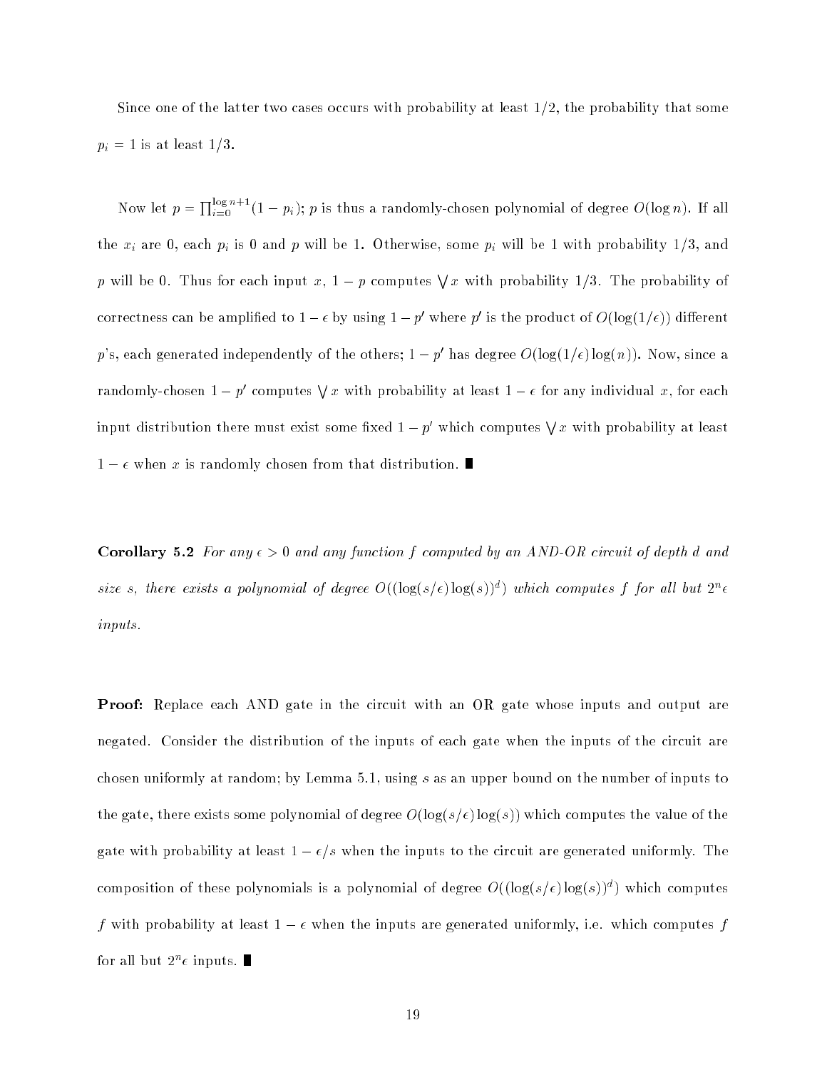Since one of the latter two cases occurs with probability at least $1/2$, the probability that some $p_i = 1$ is at least $1/3$.

Now let $p = \prod_{i=0}^{\log n+1}(1 - p_i)$; $p$ is thus a randomly-chosen polynomial of degree $O(\log n)$. If all the $x_i$ are 0, each $p_i$ is 0 and $p$ will be 1. Otherwise, some $p_i$ will be 1 with probability $1/3$, and $p$ will be 0. Thus for each input $x$, $1 - p$ computes $\bigvee x$ with probability $1/3$. The probability of correctness can be amplified to $1 - \epsilon$ by using $1 - p'$ where $p'$ is the product of $O(\log(1/\epsilon))$ different $p$'s, each generated independently of the others; $1 - p'$ has degree $O(\log(1/\epsilon)\log(n))$. Now, since a randomly-chosen $1 - p'$ computes $\bigvee x$ with probability at least $1 - \epsilon$ for any individual $x$, for each input distribution there must exist some fixed $1 - p'$ which computes $\bigvee x$ with probability at least $1 - \epsilon$ when $x$ is randomly chosen from that distribution. ■

**Corollary 5.2** *For any $\epsilon > 0$ and any function $f$ computed by an AND-OR circuit of depth $d$ and size $s$, there exists a polynomial of degree $O((\log(s/\epsilon)\log(s))^d)$ which computes $f$ for all but $2^n\epsilon$ inputs.*

**Proof:** Replace each AND gate in the circuit with an OR gate whose inputs and output are negated. Consider the distribution of the inputs of each gate when the inputs of the circuit are chosen uniformly at random; by Lemma 5.1, using $s$ as an upper bound on the number of inputs to the gate, there exists some polynomial of degree $O(\log(s/\epsilon)\log(s))$ which computes the value of the gate with probability at least $1 - \epsilon/s$ when the inputs to the circuit are generated uniformly. The composition of these polynomials is a polynomial of degree $O((\log(s/\epsilon)\log(s))^d)$ which computes $f$ with probability at least $1 - \epsilon$ when the inputs are generated uniformly, i.e. which computes $f$ for all but $2^n\epsilon$ inputs. ■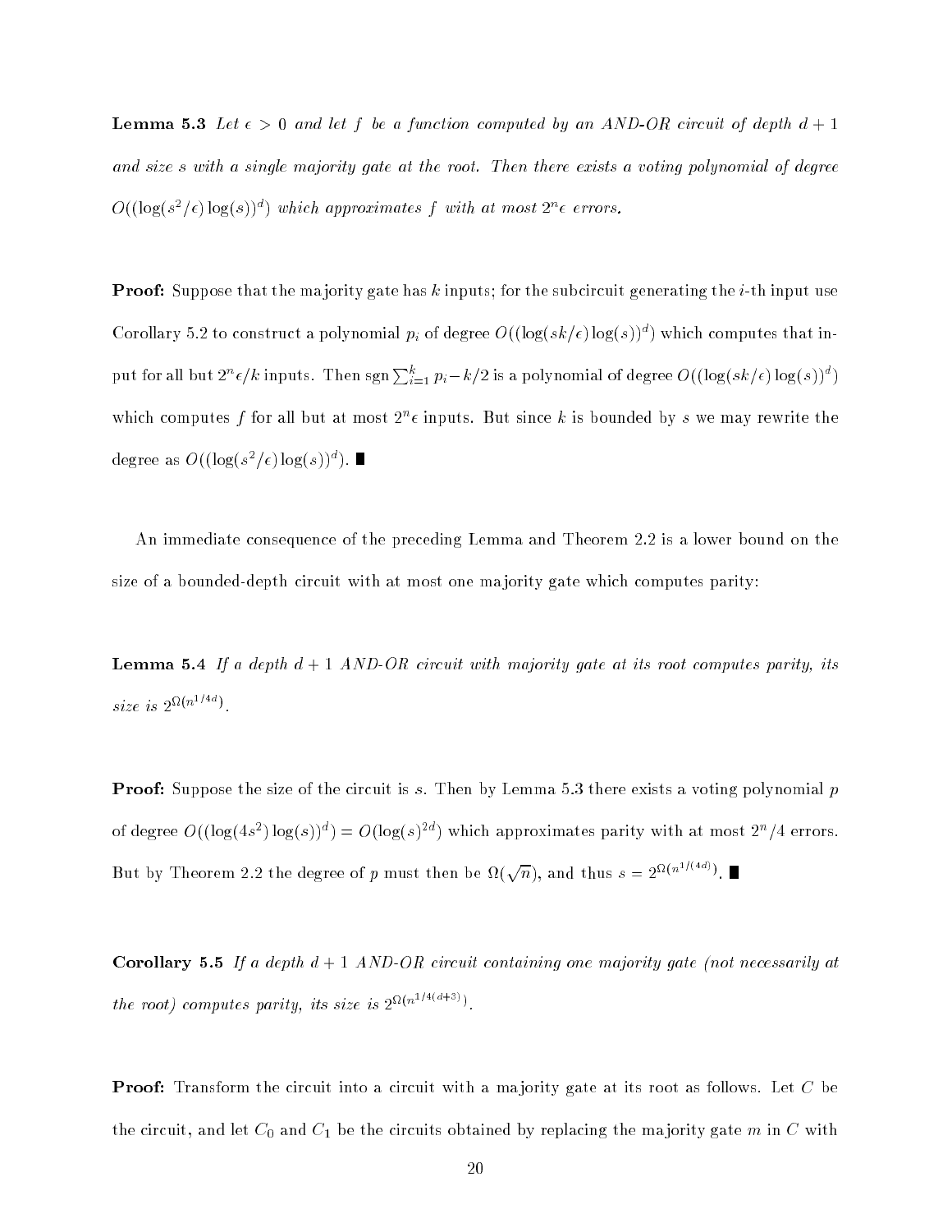**Lemma 5.3** *Let $\epsilon > 0$ and let $f$ be a function computed by an AND-OR circuit of depth $d+1$ and size $s$ with a single majority gate at the root. Then there exists a voting polynomial of degree $O((\log(s^2/\epsilon)\log(s))^d)$ which approximates $f$ with at most $2^n\epsilon$ errors.*

**Proof:** Suppose that the majority gate has $k$ inputs; for the subcircuit generating the $i$-th input use Corollary 5.2 to construct a polynomial $p_i$ of degree $O((\log(sk/\epsilon)\log(s))^d)$ which computes that input for all but $2^n\epsilon/k$ inputs. Then $\operatorname{sgn}\sum_{i=1}^{k} p_i - k/2$ is a polynomial of degree $O((\log(sk/\epsilon)\log(s))^d)$ which computes $f$ for all but at most $2^n\epsilon$ inputs. But since $k$ is bounded by $s$ we may rewrite the degree as $O((\log(s^2/\epsilon)\log(s))^d)$. ∎

An immediate consequence of the preceding Lemma and Theorem 2.2 is a lower bound on the size of a bounded-depth circuit with at most one majority gate which computes parity:

**Lemma 5.4** *If a depth $d+1$ AND-OR circuit with majority gate at its root computes parity, its size is $2^{\Omega(n^{1/4d})}$.*

**Proof:** Suppose the size of the circuit is $s$. Then by Lemma 5.3 there exists a voting polynomial $p$ of degree $O((\log(4s^2)\log(s))^d) = O(\log(s)^{2d})$ which approximates parity with at most $2^n/4$ errors. But by Theorem 2.2 the degree of $p$ must then be $\Omega(\sqrt{n})$, and thus $s = 2^{\Omega(n^{1/(4d)})}$. ∎

**Corollary 5.5** *If a depth $d+1$ AND-OR circuit containing one majority gate (not necessarily at the root) computes parity, its size is $2^{\Omega(n^{1/4(d+3)})}$.*

**Proof:** Transform the circuit into a circuit with a majority gate at its root as follows. Let $C$ be the circuit, and let $C_0$ and $C_1$ be the circuits obtained by replacing the majority gate $m$ in $C$ with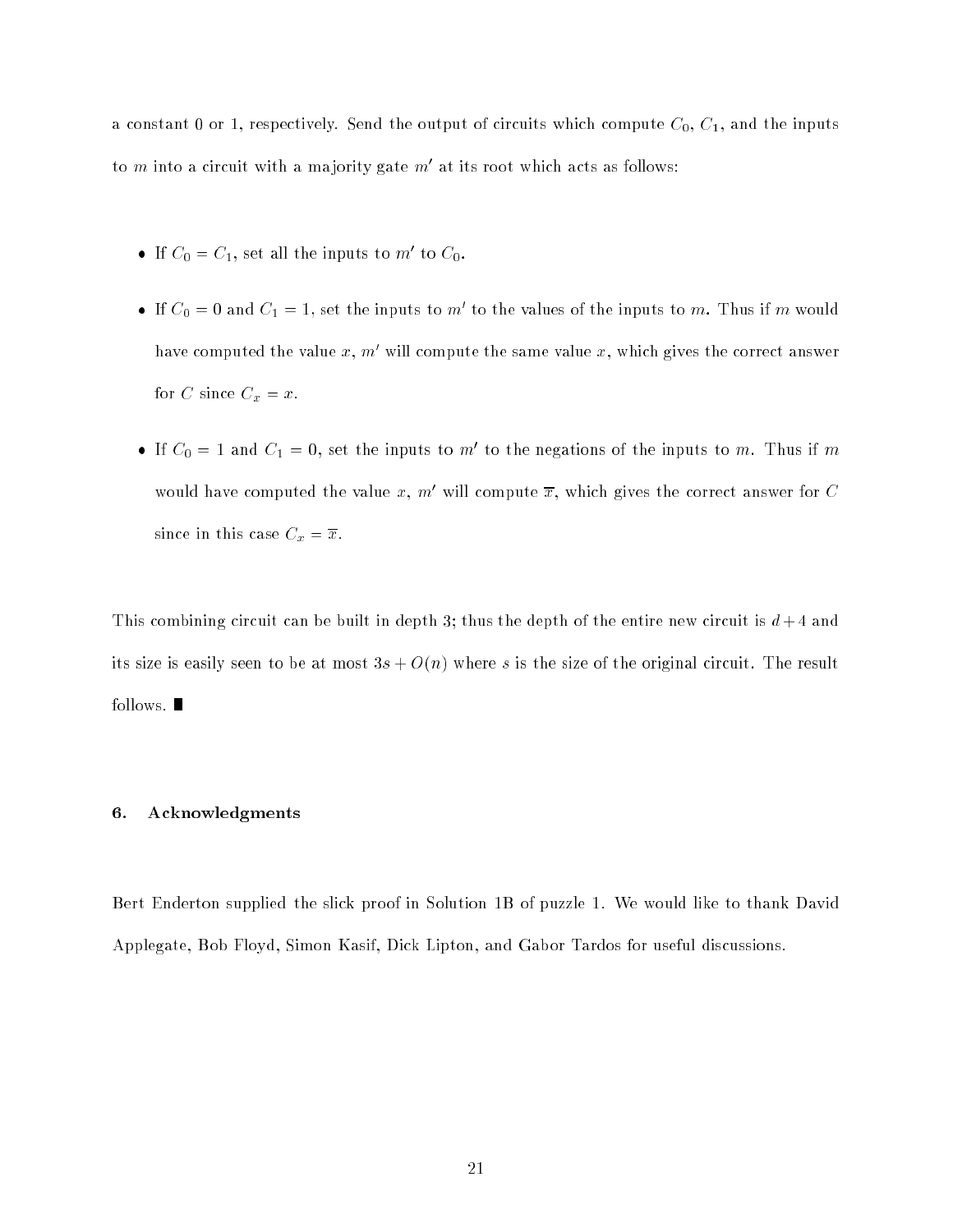a constant 0 or 1, respectively. Send the output of circuits which compute $C_0$, $C_1$, and the inputs to $m$ into a circuit with a majority gate $m'$ at its root which acts as follows:

- If $C_0 = C_1$, set all the inputs to $m'$ to $C_0$.
- If $C_0 = 0$ and $C_1 = 1$, set the inputs to $m'$ to the values of the inputs to $m$. Thus if $m$ would have computed the value $x$, $m'$ will compute the same value $x$, which gives the correct answer for $C$ since $C_x = x$.
- If $C_0 = 1$ and $C_1 = 0$, set the inputs to $m'$ to the negations of the inputs to $m$. Thus if $m$ would have computed the value $x$, $m'$ will compute $\overline{x}$, which gives the correct answer for $C$ since in this case $C_x = \overline{x}$.

This combining circuit can be built in depth 3; thus the depth of the entire new circuit is $d+4$ and its size is easily seen to be at most $3s + O(n)$ where $s$ is the size of the original circuit. The result follows. ∎

## 6. Acknowledgments

Bert Enderton supplied the slick proof in Solution 1B of puzzle 1. We would like to thank David Applegate, Bob Floyd, Simon Kasif, Dick Lipton, and Gabor Tardos for useful discussions.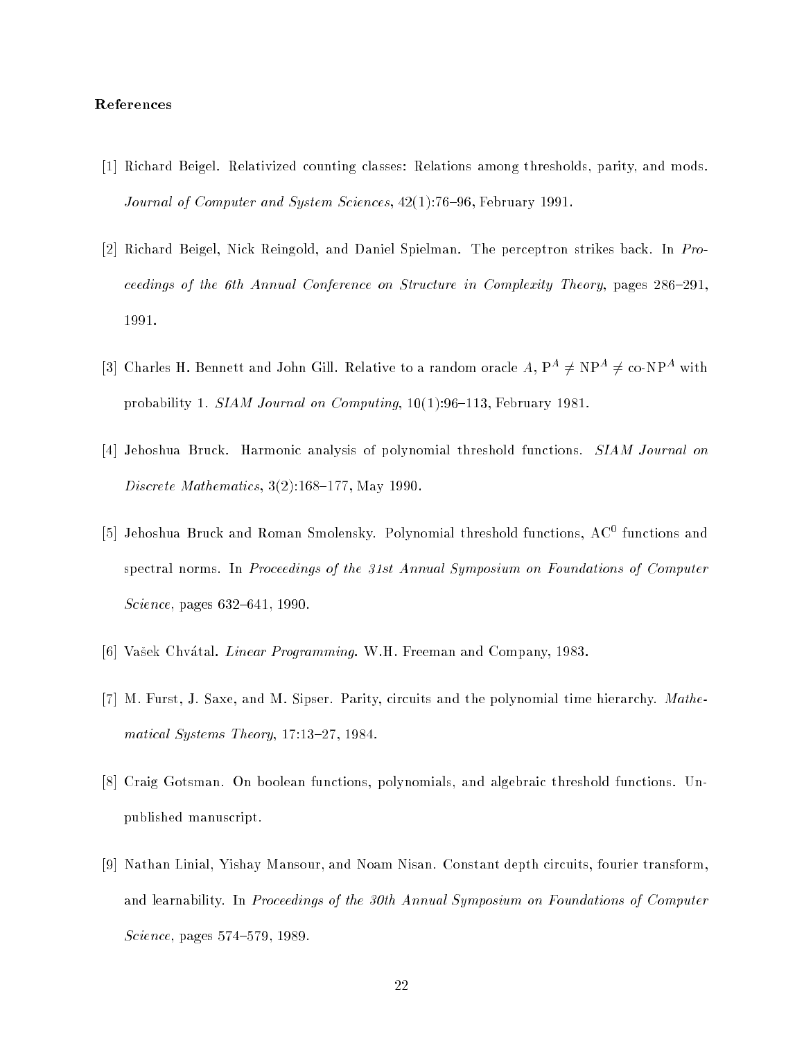## References

[1] Richard Beigel. Relativized counting classes: Relations among thresholds, parity, and mods. *Journal of Computer and System Sciences*, 42(1):76–96, February 1991.

[2] Richard Beigel, Nick Reingold, and Daniel Spielman. The perceptron strikes back. In *Proceedings of the 6th Annual Conference on Structure in Complexity Theory*, pages 286–291, 1991.

[3] Charles H. Bennett and John Gill. Relative to a random oracle $A$, $\mathrm{P}^A \neq \mathrm{NP}^A \neq \text{co-NP}^A$ with probability 1. *SIAM Journal on Computing*, 10(1):96–113, February 1981.

[4] Jehoshua Bruck. Harmonic analysis of polynomial threshold functions. *SIAM Journal on Discrete Mathematics*, 3(2):168–177, May 1990.

[5] Jehoshua Bruck and Roman Smolensky. Polynomial threshold functions, $\mathrm{AC}^0$ functions and spectral norms. In *Proceedings of the 31st Annual Symposium on Foundations of Computer Science*, pages 632–641, 1990.

[6] Vašek Chvátal. *Linear Programming*. W.H. Freeman and Company, 1983.

[7] M. Furst, J. Saxe, and M. Sipser. Parity, circuits and the polynomial time hierarchy. *Mathematical Systems Theory*, 17:13–27, 1984.

[8] Craig Gotsman. On boolean functions, polynomials, and algebraic threshold functions. Unpublished manuscript.

[9] Nathan Linial, Yishay Mansour, and Noam Nisan. Constant depth circuits, fourier transform, and learnability. In *Proceedings of the 30th Annual Symposium on Foundations of Computer Science*, pages 574–579, 1989.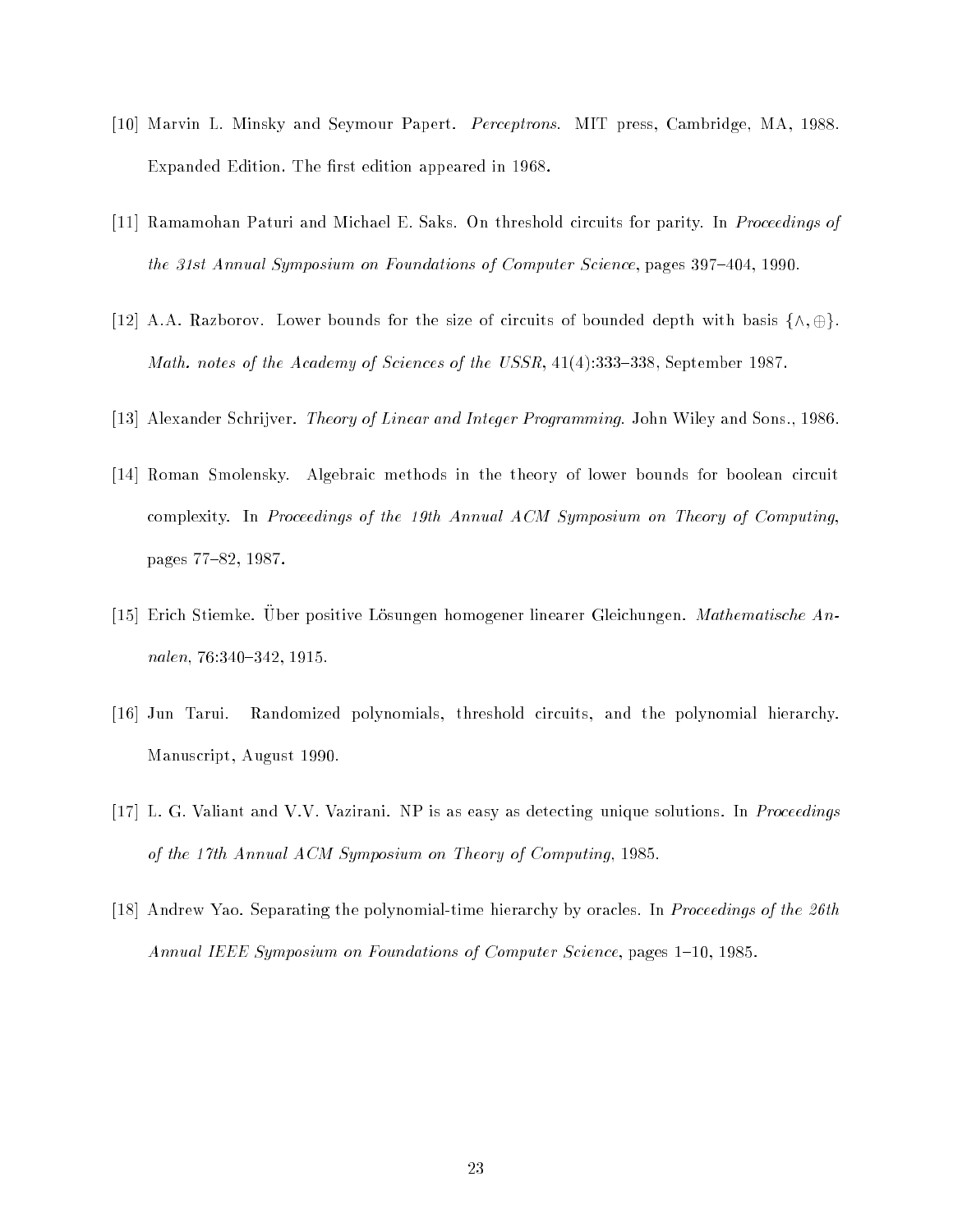[10] Marvin L. Minsky and Seymour Papert. *Perceptrons.* MIT press, Cambridge, MA, 1988. Expanded Edition. The first edition appeared in 1968.

[11] Ramamohan Paturi and Michael E. Saks. On threshold circuits for parity. In *Proceedings of the 31st Annual Symposium on Foundations of Computer Science*, pages 397–404, 1990.

[12] A.A. Razborov. Lower bounds for the size of circuits of bounded depth with basis $\{\wedge, \oplus\}$. *Math. notes of the Academy of Sciences of the USSR*, 41(4):333–338, September 1987.

[13] Alexander Schrijver. *Theory of Linear and Integer Programming.* John Wiley and Sons., 1986.

[14] Roman Smolensky. Algebraic methods in the theory of lower bounds for boolean circuit complexity. In *Proceedings of the 19th Annual ACM Symposium on Theory of Computing*, pages 77–82, 1987.

[15] Erich Stiemke. Über positive Lösungen homogener linearer Gleichungen. *Mathematische Annalen*, 76:340–342, 1915.

[16] Jun Tarui. Randomized polynomials, threshold circuits, and the polynomial hierarchy. Manuscript, August 1990.

[17] L. G. Valiant and V.V. Vazirani. NP is as easy as detecting unique solutions. In *Proceedings of the 17th Annual ACM Symposium on Theory of Computing*, 1985.

[18] Andrew Yao. Separating the polynomial-time hierarchy by oracles. In *Proceedings of the 26th Annual IEEE Symposium on Foundations of Computer Science*, pages 1–10, 1985.